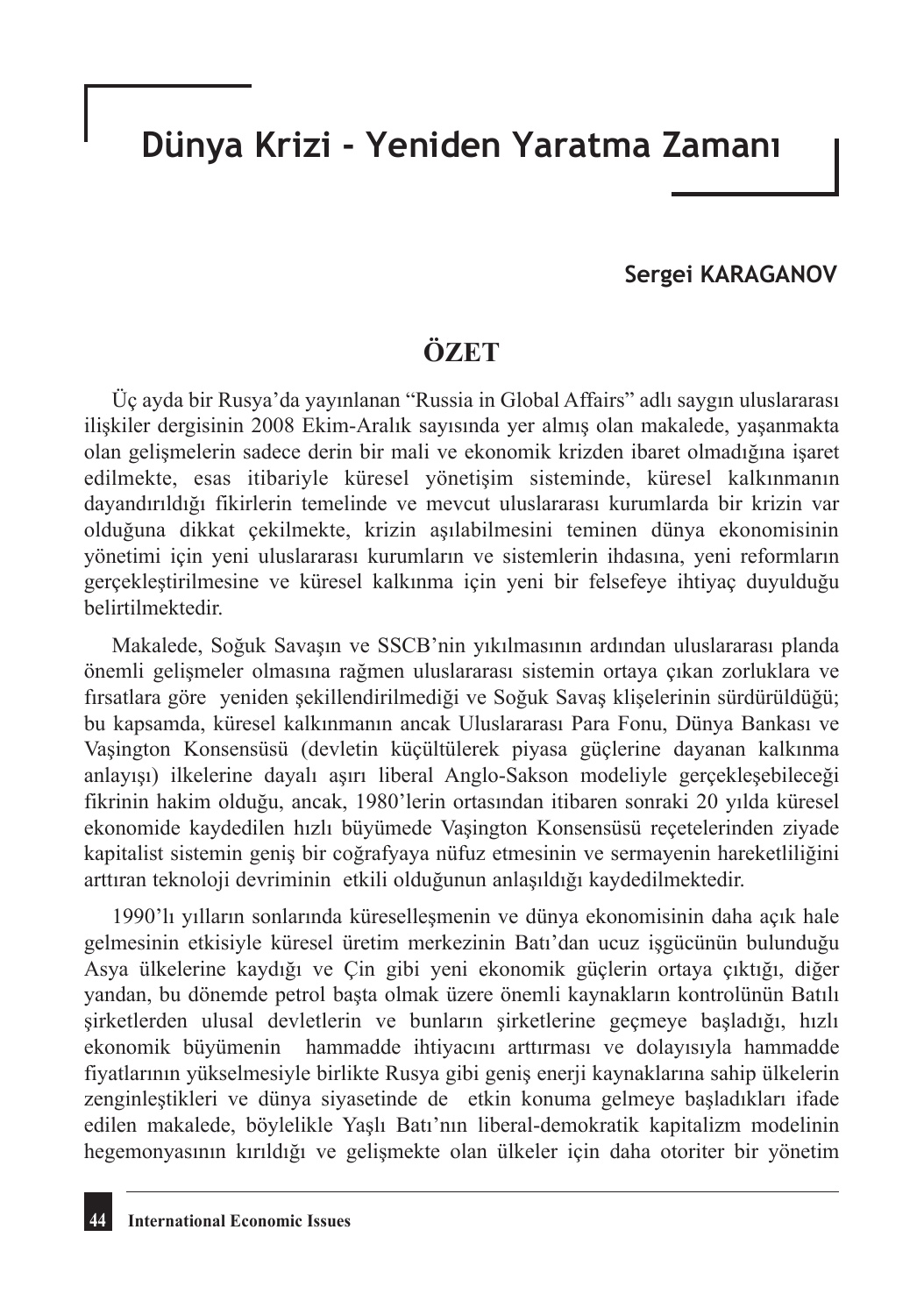# Dünya Krizi - Yeniden Yaratma Zamanı

**Sergei KARAGANOV**

## ÖZET

Üç ayda bir Rusya'da yayınlanan "Russia in Global Affairs" adlı saygın uluslararası ilişkiler dergisinin 2008 Ekim-Aralık sayısında yer almış olan makalede, yaşanmakta olan gelişmelerin sadece derin bir mali ve ekonomik krizden ibaret olmadığına işaret edilmekte, esas itibariyle küresel yönetişim sisteminde, küresel kalkınmanın dayandırıldığı fikirlerin temelinde ve mevcut uluslararası kurumlarda bir krizin var olduğuna dikkat çekilmekte, krizin aşılabilmesini teminen dünya ekonomisinin yönetimi için yeni uluslararası kurumların ve sistemlerin ihdasına, yeni reformların gerçekleştirilmesine ve küresel kalkınma için yeni bir felsefeye ihtiyaç duyulduğu belirtilmektedir.

Makalede, Soğuk Savaşın ve SSCB'nin yıkılmasının ardından uluslararası planda önemli gelişmeler olmasına rağmen uluslararası sistemin ortaya çıkan zorluklara ve fırsatlara göre yeniden şekillendirilmediği ve Soğuk Savaş klişelerinin sürdürüldüğü; bu kapsamda, küresel kalkınmanın ancak Uluslararası Para Fonu, Dünya Bankası ve Vaşington Konsensüsü (devletin küçültülerek piyasa güçlerine dayanan kalkınma anlayışı) ilkelerine dayalı aşırı liberal Anglo-Sakson modeliyle gerçekleşebileceği fikrinin hakim olduğu, ancak, 1980'lerin ortasından itibaren sonraki 20 yılda küresel ekonomide kaydedilen hızlı büyümede Vaşington Konsensüsü reçetelerinden ziyade kapitalist sistemin geniş bir coğrafyaya nüfuz etmesinin ve sermayenin hareketliliğini arttıran teknoloji devriminin etkili olduğunun anlaşıldığı kaydedilmektedir.

1990'lı yılların sonlarında küreselleşmenin ve dünya ekonomisinin daha açık hale gelmesinin etkisiyle küresel üretim merkezinin Batı'dan ucuz işgücünün bulunduğu Asya ülkelerine kaydığı ve Çin gibi yeni ekonomik güçlerin ortaya çıktığı, diğer yandan, bu dönemde petrol başta olmak üzere önemli kaynakların kontrolünün Batılı şirketlerden ulusal devletlerin ve bunların şirketlerine geçmeye başladığı, hızlı ekonomik büyümenin hammadde ihtiyacını arttırması ve dolayısıyla hammadde fiyatlarının yükselmesiyle birlikte Rusya gibi geniş enerji kaynaklarına sahip ülkelerin zenginleştikleri ve dünya siyasetinde de etkin konuma gelmeye başladıkları ifade edilen makalede, böylelikle Yaşlı Batı'nın liberal-demokratik kapitalizm modelinin hegemonyasının kırıldığı ve gelişmekte olan ülkeler için daha otoriter bir yönetim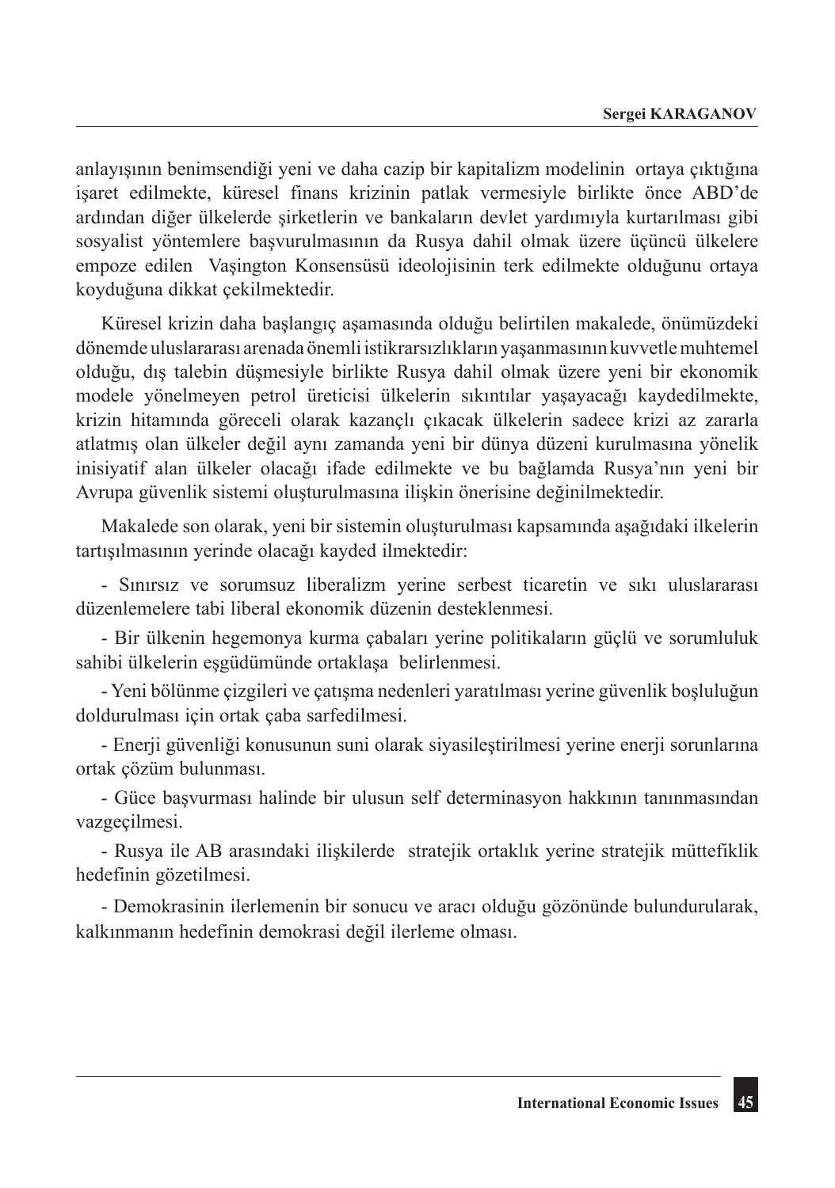anlayışının benimsendiği yeni ve daha cazip bir kapitalizm modelinin ortaya çıktığına işaret edilmekte, küresel finans krizinin patlak vermesiyle birlikte önce ABD'de ardından diğer ülkelerde şirketlerin ve bankaların devlet yardımıyla kurtarılması gibi sosyalist yöntemlere başvurulmasının da Rusya dahil olmak üzere üçüncü ülkelere empoze edilen Vaşington Konsensüsü ideolojisinin terk edilmekte olduğunu ortaya koyduğuna dikkat çekilmektedir.

Küresel krizin daha başlangıç aşamasında olduğu belirtilen makalede, önümüzdeki dönemde uluslararası arenada önemli istikrarsızlıkların yaşanmasının kuvvetle muhtemel olduğu, dış talebin düşmesiyle birlikte Rusya dahil olmak üzere yeni bir ekonomik modele yönelmeyen petrol üreticisi ülkelerin sıkıntılar yaşayacağı kaydedilmekte, krizin hitamında göreceli olarak kazançlı çıkacak ülkelerin sadece krizi az zararla atlatmış olan ülkeler değil aynı zamanda yeni bir dünya düzeni kurulmasına yönelik inisiyatif alan ülkeler olacağı ifade edilmekte ve bu bağlamda Rusya'nın yeni bir Avrupa güvenlik sistemi oluşturulmasına ilişkin önerisine değinilmektedir.

Makalede son olarak, yeni bir sistemin oluşturulması kapsamında aşağıdaki ilkelerin tartışılmasının yerinde olacağı kayded ilmektedir:

- Sınırsız ve sorumsuz liberalizm yerine serbest ticaretin ve sıkı uluslararası düzenlemelere tabi liberal ekonomik düzenin desteklenmesi.

- Bir ülkenin hegemonya kurma çabaları yerine politikaların güçlü ve sorumluluk sahibi ülkelerin eşgüdümünde ortaklaşa belirlenmesi.

- Yeni bölünme çizgileri ve çatışma nedenleri yaratılması yerine güvenlik boşluluğun doldurulması için ortak çaba sarfedilmesi.

- Enerji güvenliği konusunun suni olarak siyasileştirilmesi yerine enerji sorunlarına ortak çözüm bulunması.

- Güce başvurması halinde bir ulusun self determinasyon hakkının tanınmasından vazgeçilmesi.

- Rusya ile AB arasındaki ilişkilerde stratejik ortaklık yerine stratejik müttefiklik hedefinin gözetilmesi.

- Demokrasinin ilerlemenin bir sonucu ve aracı olduğu gözönünde bulundurularak, kalkınmanın hedefinin demokrasi değil ilerleme olması.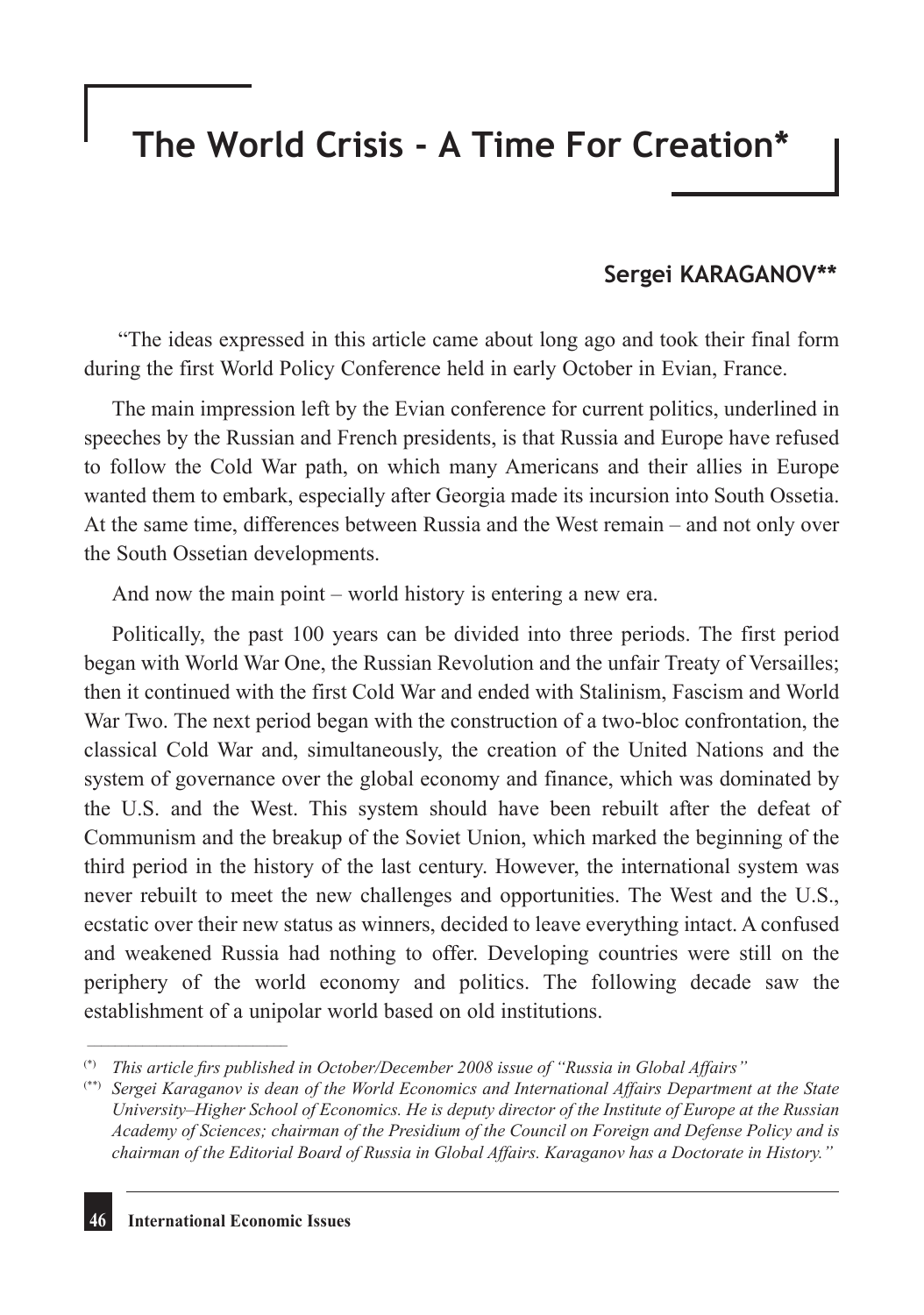# The World Crisis - A Time For Creation*

**Sergei KARAGANOV****

"The ideas expressed in this article came about long ago and took their final form during the first World Policy Conference held in early October in Evian, France.

The main impression left by the Evian conference for current politics, underlined in speeches by the Russian and French presidents, is that Russia and Europe have refused to follow the Cold War path, on which many Americans and their allies in Europe wanted them to embark, especially after Georgia made its incursion into South Ossetia. At the same time, differences between Russia and the West remain – and not only over the South Ossetian developments.

And now the main point – world history is entering a new era.

Politically, the past 100 years can be divided into three periods. The first period began with World War One, the Russian Revolution and the unfair Treaty of Versailles; then it continued with the first Cold War and ended with Stalinism, Fascism and World War Two. The next period began with the construction of a two-bloc confrontation, the classical Cold War and, simultaneously, the creation of the United Nations and the system of governance over the global economy and finance, which was dominated by the U.S. and the West. This system should have been rebuilt after the defeat of Communism and the breakup of the Soviet Union, which marked the beginning of the third period in the history of the last century. However, the international system was never rebuilt to meet the new challenges and opportunities. The West and the U.S., ecstatic over their new status as winners, decided to leave everything intact. A confused and weakened Russia had nothing to offer. Developing countries were still on the periphery of the world economy and politics. The following decade saw the establishment of a unipolar world based on old institutions.

---

(*) *This article firs published in October/December 2008 issue of "Russia in Global Affairs"*

(**) *Sergei Karaganov is dean of the World Economics and International Affairs Department at the State University–Higher School of Economics. He is deputy director of the Institute of Europe at the Russian Academy of Sciences; chairman of the Presidium of the Council on Foreign and Defense Policy and is chairman of the Editorial Board of Russia in Global Affairs. Karaganov has a Doctorate in History."*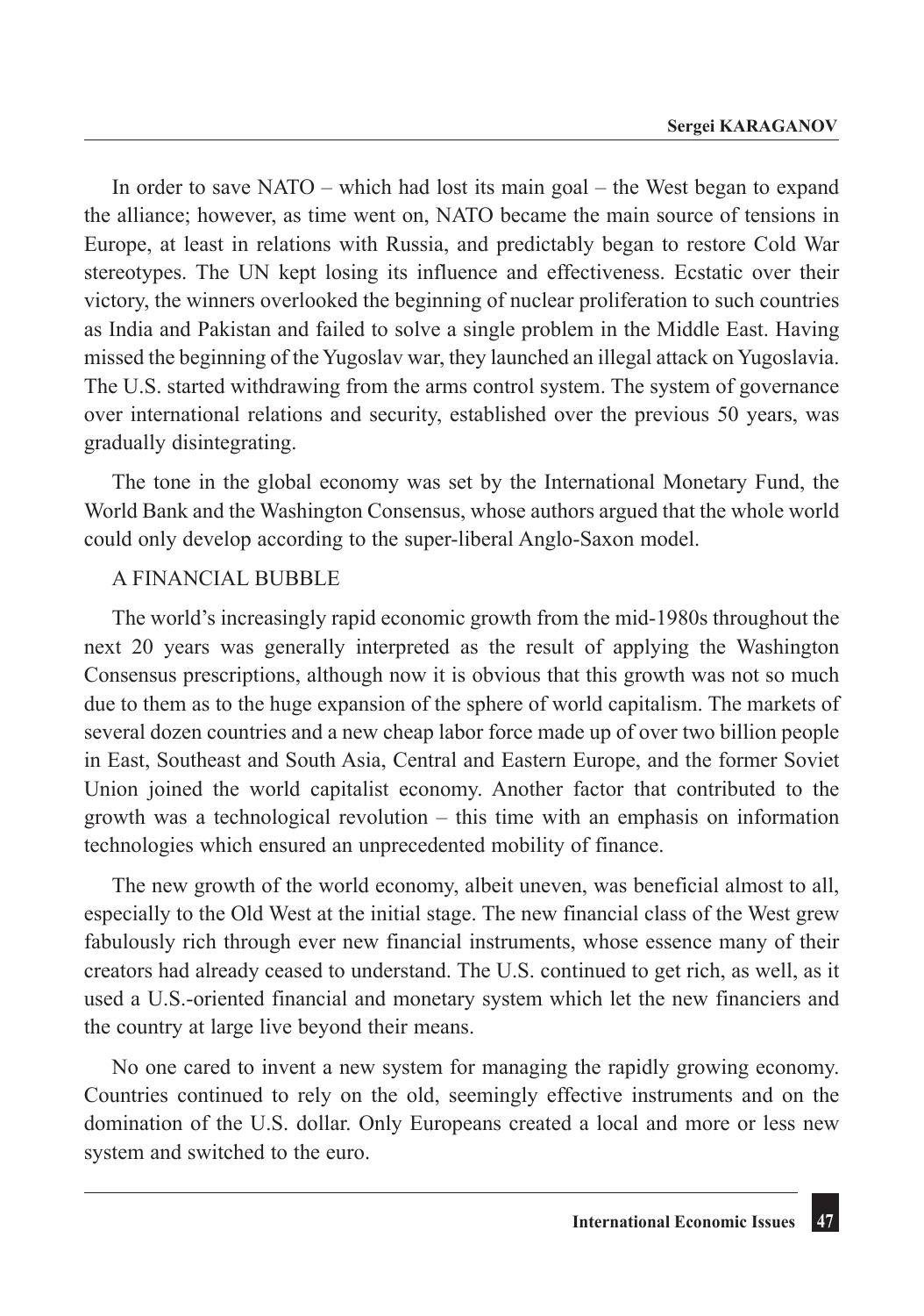In order to save NATO – which had lost its main goal – the West began to expand the alliance; however, as time went on, NATO became the main source of tensions in Europe, at least in relations with Russia, and predictably began to restore Cold War stereotypes. The UN kept losing its influence and effectiveness. Ecstatic over their victory, the winners overlooked the beginning of nuclear proliferation to such countries as India and Pakistan and failed to solve a single problem in the Middle East. Having missed the beginning of the Yugoslav war, they launched an illegal attack on Yugoslavia. The U.S. started withdrawing from the arms control system. The system of governance over international relations and security, established over the previous 50 years, was gradually disintegrating.

The tone in the global economy was set by the International Monetary Fund, the World Bank and the Washington Consensus, whose authors argued that the whole world could only develop according to the super-liberal Anglo-Saxon model.

## A FINANCIAL BUBBLE

The world's increasingly rapid economic growth from the mid-1980s throughout the next 20 years was generally interpreted as the result of applying the Washington Consensus prescriptions, although now it is obvious that this growth was not so much due to them as to the huge expansion of the sphere of world capitalism. The markets of several dozen countries and a new cheap labor force made up of over two billion people in East, Southeast and South Asia, Central and Eastern Europe, and the former Soviet Union joined the world capitalist economy. Another factor that contributed to the growth was a technological revolution – this time with an emphasis on information technologies which ensured an unprecedented mobility of finance.

The new growth of the world economy, albeit uneven, was beneficial almost to all, especially to the Old West at the initial stage. The new financial class of the West grew fabulously rich through ever new financial instruments, whose essence many of their creators had already ceased to understand. The U.S. continued to get rich, as well, as it used a U.S.-oriented financial and monetary system which let the new financiers and the country at large live beyond their means.

No one cared to invent a new system for managing the rapidly growing economy. Countries continued to rely on the old, seemingly effective instruments and on the domination of the U.S. dollar. Only Europeans created a local and more or less new system and switched to the euro.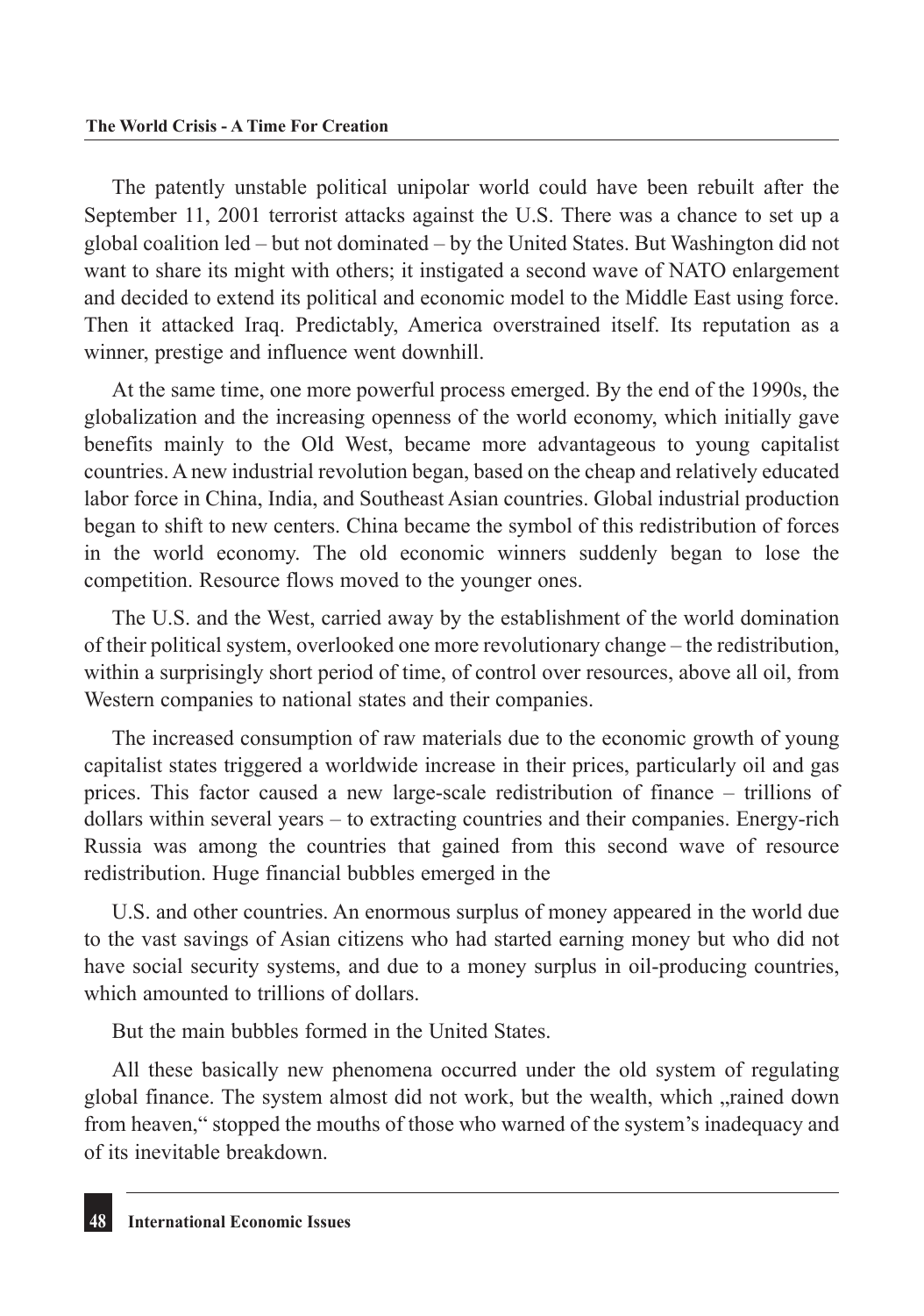The patently unstable political unipolar world could have been rebuilt after the September 11, 2001 terrorist attacks against the U.S. There was a chance to set up a global coalition led – but not dominated – by the United States. But Washington did not want to share its might with others; it instigated a second wave of NATO enlargement and decided to extend its political and economic model to the Middle East using force. Then it attacked Iraq. Predictably, America overstrained itself. Its reputation as a winner, prestige and influence went downhill.

At the same time, one more powerful process emerged. By the end of the 1990s, the globalization and the increasing openness of the world economy, which initially gave benefits mainly to the Old West, became more advantageous to young capitalist countries. A new industrial revolution began, based on the cheap and relatively educated labor force in China, India, and Southeast Asian countries. Global industrial production began to shift to new centers. China became the symbol of this redistribution of forces in the world economy. The old economic winners suddenly began to lose the competition. Resource flows moved to the younger ones.

The U.S. and the West, carried away by the establishment of the world domination of their political system, overlooked one more revolutionary change – the redistribution, within a surprisingly short period of time, of control over resources, above all oil, from Western companies to national states and their companies.

The increased consumption of raw materials due to the economic growth of young capitalist states triggered a worldwide increase in their prices, particularly oil and gas prices. This factor caused a new large-scale redistribution of finance – trillions of dollars within several years – to extracting countries and their companies. Energy-rich Russia was among the countries that gained from this second wave of resource redistribution. Huge financial bubbles emerged in the U.S. and other countries. An enormous surplus of money appeared in the world due to the vast savings of Asian citizens who had started earning money but who did not have social security systems, and due to a money surplus in oil-producing countries, which amounted to trillions of dollars.

But the main bubbles formed in the United States.

All these basically new phenomena occurred under the old system of regulating global finance. The system almost did not work, but the wealth, which „rained down from heaven," stopped the mouths of those who warned of the system's inadequacy and of its inevitable breakdown.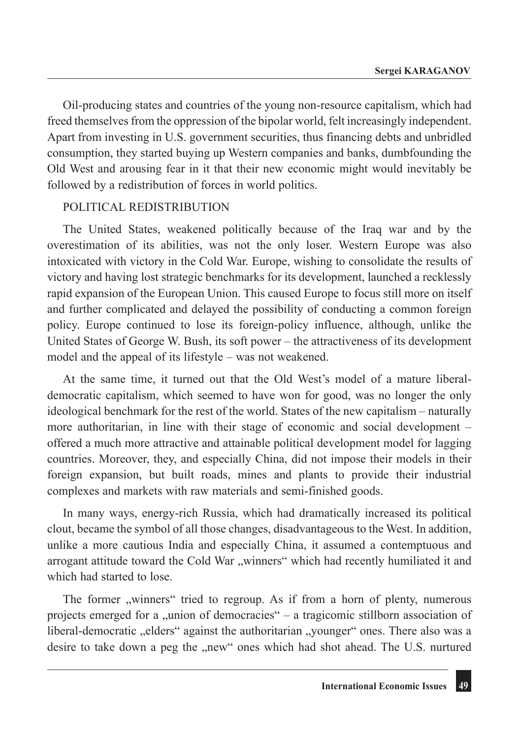Oil-producing states and countries of the young non-resource capitalism, which had freed themselves from the oppression of the bipolar world, felt increasingly independent. Apart from investing in U.S. government securities, thus financing debts and unbridled consumption, they started buying up Western companies and banks, dumbfounding the Old West and arousing fear in it that their new economic might would inevitably be followed by a redistribution of forces in world politics.

## POLITICAL REDISTRIBUTION

The United States, weakened politically because of the Iraq war and by the overestimation of its abilities, was not the only loser. Western Europe was also intoxicated with victory in the Cold War. Europe, wishing to consolidate the results of victory and having lost strategic benchmarks for its development, launched a recklessly rapid expansion of the European Union. This caused Europe to focus still more on itself and further complicated and delayed the possibility of conducting a common foreign policy. Europe continued to lose its foreign-policy influence, although, unlike the United States of George W. Bush, its soft power – the attractiveness of its development model and the appeal of its lifestyle – was not weakened.

At the same time, it turned out that the Old West's model of a mature liberal-democratic capitalism, which seemed to have won for good, was no longer the only ideological benchmark for the rest of the world. States of the new capitalism – naturally more authoritarian, in line with their stage of economic and social development – offered a much more attractive and attainable political development model for lagging countries. Moreover, they, and especially China, did not impose their models in their foreign expansion, but built roads, mines and plants to provide their industrial complexes and markets with raw materials and semi-finished goods.

In many ways, energy-rich Russia, which had dramatically increased its political clout, became the symbol of all those changes, disadvantageous to the West. In addition, unlike a more cautious India and especially China, it assumed a contemptuous and arrogant attitude toward the Cold War „winners" which had recently humiliated it and which had started to lose.

The former „winners" tried to regroup. As if from a horn of plenty, numerous projects emerged for a „union of democracies" – a tragicomic stillborn association of liberal-democratic „elders" against the authoritarian „younger" ones. There also was a desire to take down a peg the „new" ones which had shot ahead. The U.S. nurtured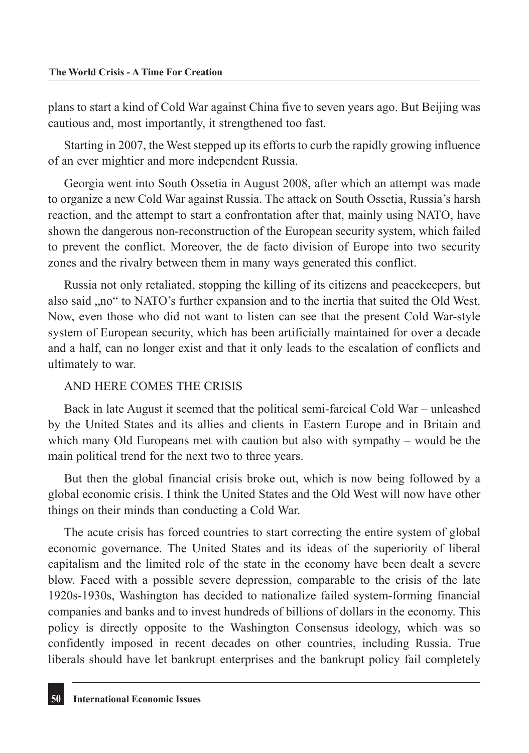plans to start a kind of Cold War against China five to seven years ago. But Beijing was cautious and, most importantly, it strengthened too fast.

Starting in 2007, the West stepped up its efforts to curb the rapidly growing influence of an ever mightier and more independent Russia.

Georgia went into South Ossetia in August 2008, after which an attempt was made to organize a new Cold War against Russia. The attack on South Ossetia, Russia's harsh reaction, and the attempt to start a confrontation after that, mainly using NATO, have shown the dangerous non-reconstruction of the European security system, which failed to prevent the conflict. Moreover, the de facto division of Europe into two security zones and the rivalry between them in many ways generated this conflict.

Russia not only retaliated, stopping the killing of its citizens and peacekeepers, but also said „no" to NATO's further expansion and to the inertia that suited the Old West. Now, even those who did not want to listen can see that the present Cold War-style system of European security, which has been artificially maintained for over a decade and a half, can no longer exist and that it only leads to the escalation of conflicts and ultimately to war.

## AND HERE COMES THE CRISIS

Back in late August it seemed that the political semi-farcical Cold War – unleashed by the United States and its allies and clients in Eastern Europe and in Britain and which many Old Europeans met with caution but also with sympathy – would be the main political trend for the next two to three years.

But then the global financial crisis broke out, which is now being followed by a global economic crisis. I think the United States and the Old West will now have other things on their minds than conducting a Cold War.

The acute crisis has forced countries to start correcting the entire system of global economic governance. The United States and its ideas of the superiority of liberal capitalism and the limited role of the state in the economy have been dealt a severe blow. Faced with a possible severe depression, comparable to the crisis of the late 1920s-1930s, Washington has decided to nationalize failed system-forming financial companies and banks and to invest hundreds of billions of dollars in the economy. This policy is directly opposite to the Washington Consensus ideology, which was so confidently imposed in recent decades on other countries, including Russia. True liberals should have let bankrupt enterprises and the bankrupt policy fail completely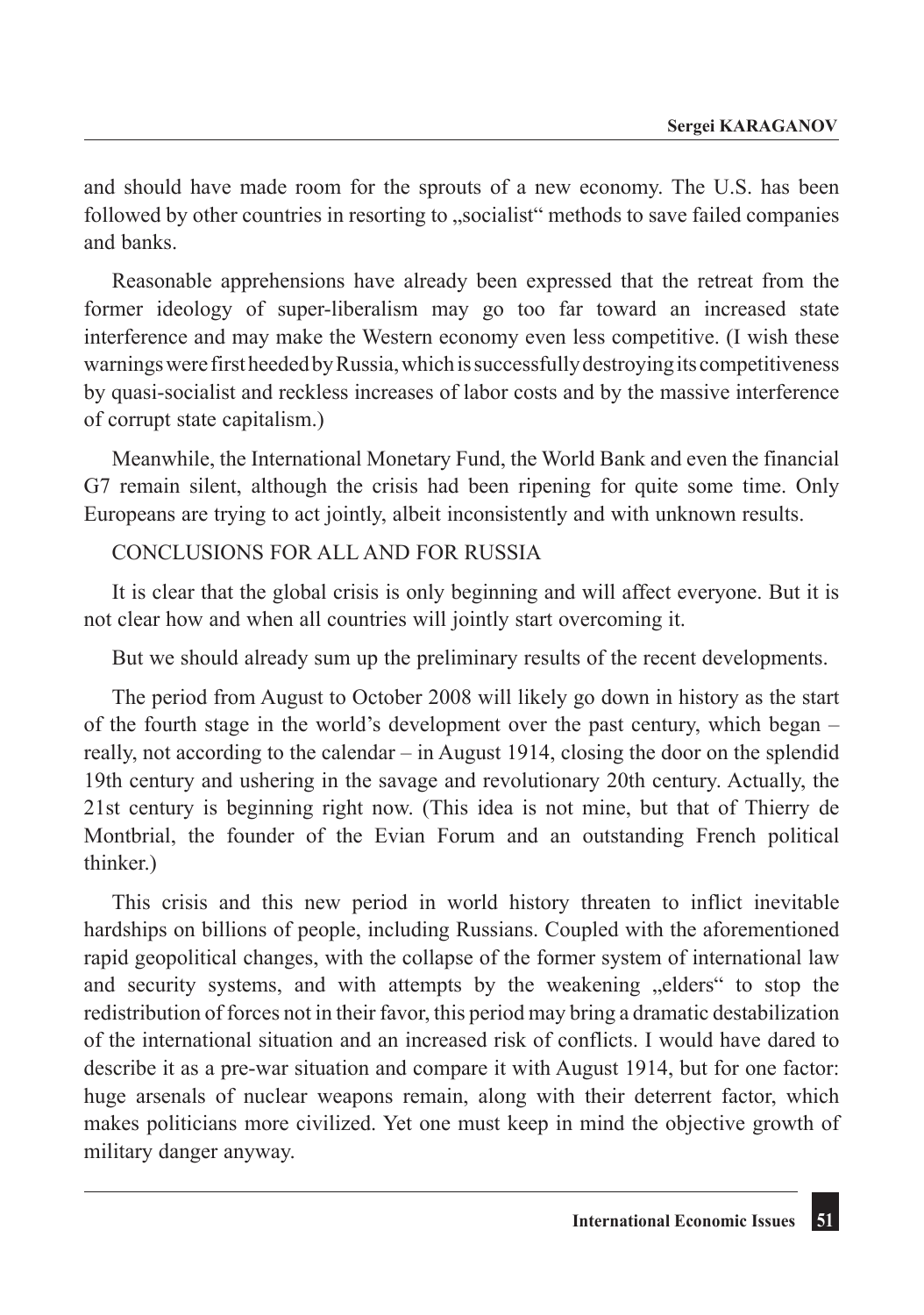and should have made room for the sprouts of a new economy. The U.S. has been followed by other countries in resorting to „socialist" methods to save failed companies and banks.

Reasonable apprehensions have already been expressed that the retreat from the former ideology of super-liberalism may go too far toward an increased state interference and may make the Western economy even less competitive. (I wish these warnings were first heeded by Russia, which is successfully destroying its competitiveness by quasi-socialist and reckless increases of labor costs and by the massive interference of corrupt state capitalism.)

Meanwhile, the International Monetary Fund, the World Bank and even the financial G7 remain silent, although the crisis had been ripening for quite some time. Only Europeans are trying to act jointly, albeit inconsistently and with unknown results.

## CONCLUSIONS FOR ALL AND FOR RUSSIA

It is clear that the global crisis is only beginning and will affect everyone. But it is not clear how and when all countries will jointly start overcoming it.

But we should already sum up the preliminary results of the recent developments.

The period from August to October 2008 will likely go down in history as the start of the fourth stage in the world's development over the past century, which began – really, not according to the calendar – in August 1914, closing the door on the splendid 19th century and ushering in the savage and revolutionary 20th century. Actually, the 21st century is beginning right now. (This idea is not mine, but that of Thierry de Montbrial, the founder of the Evian Forum and an outstanding French political thinker.)

This crisis and this new period in world history threaten to inflict inevitable hardships on billions of people, including Russians. Coupled with the aforementioned rapid geopolitical changes, with the collapse of the former system of international law and security systems, and with attempts by the weakening „elders" to stop the redistribution of forces not in their favor, this period may bring a dramatic destabilization of the international situation and an increased risk of conflicts. I would have dared to describe it as a pre-war situation and compare it with August 1914, but for one factor: huge arsenals of nuclear weapons remain, along with their deterrent factor, which makes politicians more civilized. Yet one must keep in mind the objective growth of military danger anyway.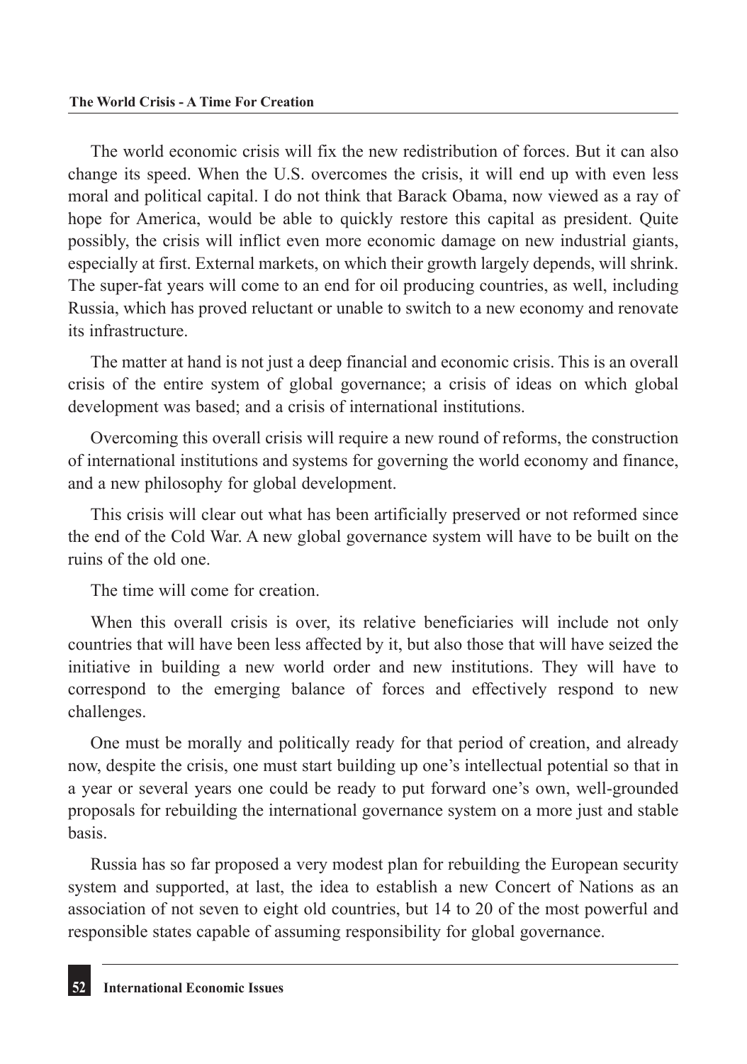The world economic crisis will fix the new redistribution of forces. But it can also change its speed. When the U.S. overcomes the crisis, it will end up with even less moral and political capital. I do not think that Barack Obama, now viewed as a ray of hope for America, would be able to quickly restore this capital as president. Quite possibly, the crisis will inflict even more economic damage on new industrial giants, especially at first. External markets, on which their growth largely depends, will shrink. The super-fat years will come to an end for oil producing countries, as well, including Russia, which has proved reluctant or unable to switch to a new economy and renovate its infrastructure.

The matter at hand is not just a deep financial and economic crisis. This is an overall crisis of the entire system of global governance; a crisis of ideas on which global development was based; and a crisis of international institutions.

Overcoming this overall crisis will require a new round of reforms, the construction of international institutions and systems for governing the world economy and finance, and a new philosophy for global development.

This crisis will clear out what has been artificially preserved or not reformed since the end of the Cold War. A new global governance system will have to be built on the ruins of the old one.

The time will come for creation.

When this overall crisis is over, its relative beneficiaries will include not only countries that will have been less affected by it, but also those that will have seized the initiative in building a new world order and new institutions. They will have to correspond to the emerging balance of forces and effectively respond to new challenges.

One must be morally and politically ready for that period of creation, and already now, despite the crisis, one must start building up one's intellectual potential so that in a year or several years one could be ready to put forward one's own, well-grounded proposals for rebuilding the international governance system on a more just and stable basis.

Russia has so far proposed a very modest plan for rebuilding the European security system and supported, at last, the idea to establish a new Concert of Nations as an association of not seven to eight old countries, but 14 to 20 of the most powerful and responsible states capable of assuming responsibility for global governance.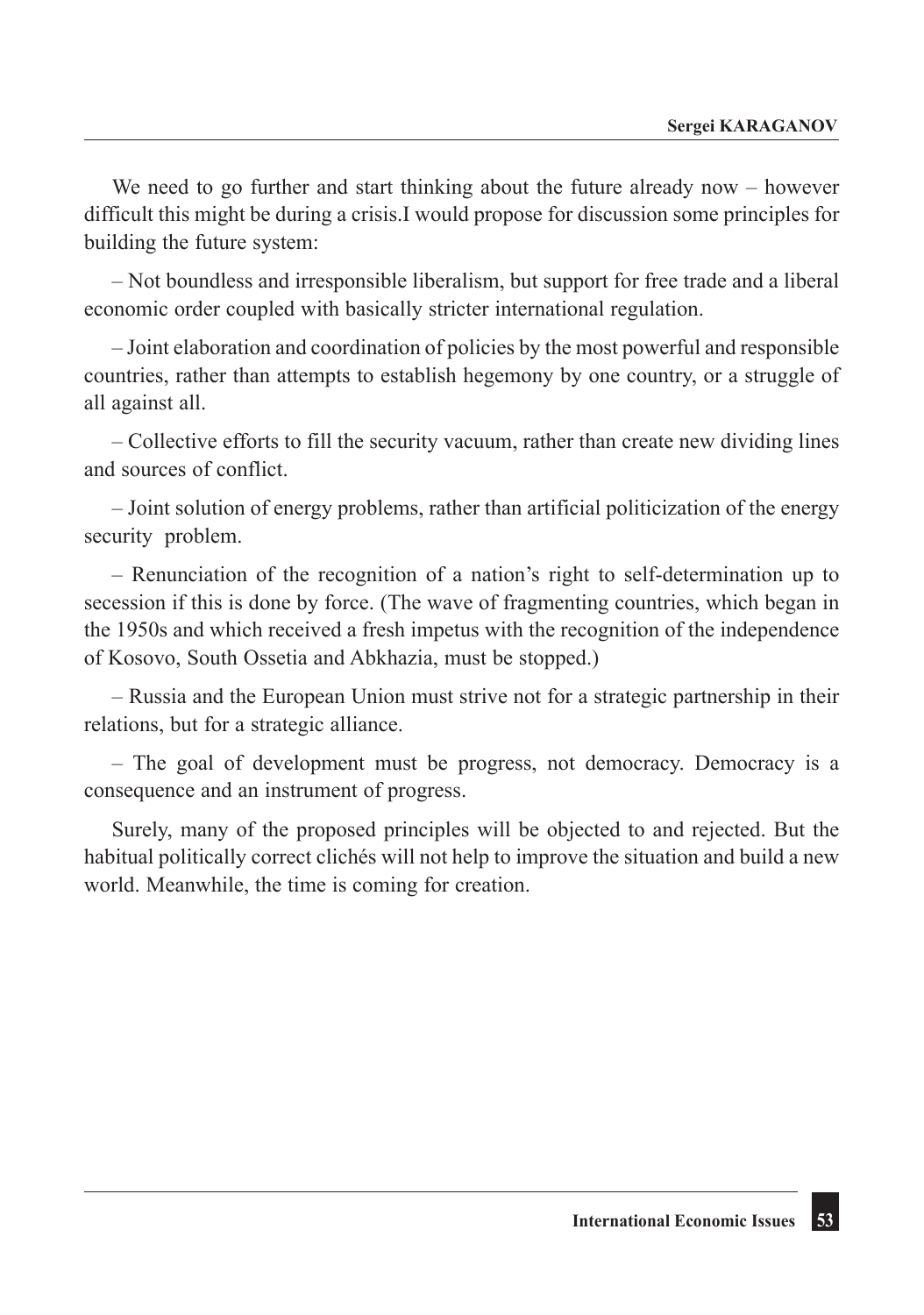We need to go further and start thinking about the future already now – however difficult this might be during a crisis.I would propose for discussion some principles for building the future system:

– Not boundless and irresponsible liberalism, but support for free trade and a liberal economic order coupled with basically stricter international regulation.

– Joint elaboration and coordination of policies by the most powerful and responsible countries, rather than attempts to establish hegemony by one country, or a struggle of all against all.

– Collective efforts to fill the security vacuum, rather than create new dividing lines and sources of conflict.

– Joint solution of energy problems, rather than artificial politicization of the energy security problem.

– Renunciation of the recognition of a nation's right to self-determination up to secession if this is done by force. (The wave of fragmenting countries, which began in the 1950s and which received a fresh impetus with the recognition of the independence of Kosovo, South Ossetia and Abkhazia, must be stopped.)

– Russia and the European Union must strive not for a strategic partnership in their relations, but for a strategic alliance.

– The goal of development must be progress, not democracy. Democracy is a consequence and an instrument of progress.

Surely, many of the proposed principles will be objected to and rejected. But the habitual politically correct clichés will not help to improve the situation and build a new world. Meanwhile, the time is coming for creation.